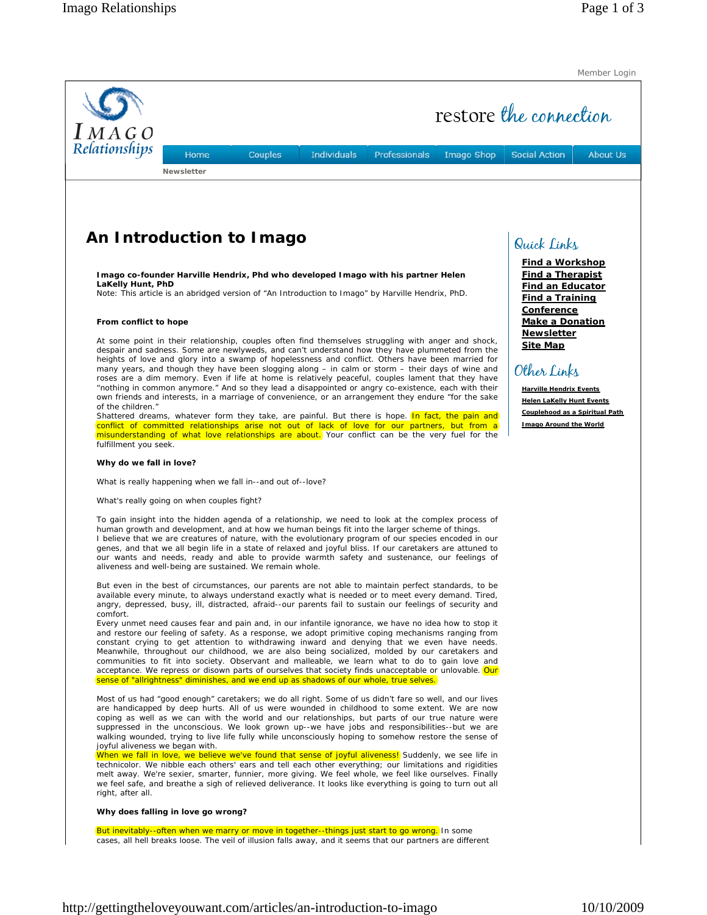Member Login

restore the connection

Home | Couples | Individuals | Professionals | Imago Shop | Social Action | About Us

Newsletter

# An Introduction to Imago

**Imago co-founder Harville Hendrix, Phd who developed Imago with his partner Helen LaKelly Hunt, PhD**

Note: This article is an abridged version of "An Introduction to Imago" by Harville Hendrix, PhD.

**From conflict to hope**

At some point in their relationship, couples often find themselves struggling with anger and shock, despair and sadness. Some are newlyweds, and can't understand how they have plummeted from the heights of love and glory into a swamp of hopelessness and conflict. Others have been married for many years, and though they have been slogging along – in calm or storm – their days of wine and roses are a dim memory. Even if life at home is relatively peaceful, couples lament that they have "nothing in common anymore." And so they lead a disappointed or angry co-existence, each with their own friends and interests, in a marriage of convenience, or an arrangement they endure "for the sake of the children."

Shattered dreams, whatever form they take, are painful. But there is hope. In fact, the pain and conflict of committed relationships arise not out of lack of love for our partners, but from a misunderstanding of what love relationships are about. Your conflict can be the very fuel for the fulfillment you seek.

**Why do we fall in love?**

What is really happening when we fall in--and out of--love?

What's really going on when couples fight?

To gain insight into the hidden agenda of a relationship, we need to look at the complex process of human growth and development, and at how we human beings fit into the larger scheme of things.

I believe that we are creatures of nature, with the evolutionary program of our species encoded in our genes, and that we all begin life in a state of relaxed and joyful bliss. If our caretakers are attuned to our wants and needs, ready and able to provide warmth safety and sustenance, our feelings of aliveness and well-being are sustained. We remain whole.

But even in the best of circumstances, our parents are not able to maintain perfect standards, to be available every minute, to always understand exactly what is needed or to meet every demand. Tired, angry, depressed, busy, ill, distracted, afraid--our parents fail to sustain our feelings of security and comfort.

Every unmet need causes fear and pain and, in our infantile ignorance, we have no idea how to stop it and restore our feeling of safety. As a response, we adopt primitive coping mechanisms ranging from constant crying to get attention to withdrawing inward and denying that we even have needs. Meanwhile, throughout our childhood, we are also being socialized, molded by our caretakers and communities to fit into society. Observant and malleable, we learn what to do to gain love and acceptance. We repress or disown parts of ourselves that society finds unacceptable or unlovable. Our sense of "allrightness" diminishes, and we end up as shadows of our whole, true selves.

Most of us had "good enough" caretakers; we do all right. Some of us didn't fare so well, and our lives are handicapped by deep hurts. All of us were wounded in childhood to some extent. We are now coping as well as we can with the world and our relationships, but parts of our true nature were suppressed in the unconscious. We look grown up--we have jobs and responsibilities--but we are walking wounded, trying to live life fully while unconsciously hoping to somehow restore the sense of joyful aliveness we began with.

When we fall in love, we believe we've found that sense of joyful aliveness! Suddenly, we see life in technicolor. We nibble each others' ears and tell each other everything; our limitations and rigidities melt away. We're sexier, smarter, funnier, more giving. We feel whole, we feel like ourselves. Finally we feel safe, and breathe a sigh of relieved deliverance. It looks like everything is going to turn out all right, after all.

**Why does falling in love go wrong?**

But inevitably--often when we marry or move in together--things just start to go wrong. In some cases, all hell breaks loose. The veil of illusion falls away, and it seems that our partners are different

## Quick Links

- Find a Workshop
- Find a Therapist
- Find an Educator
- Find a Training
- Conference
- Make a Donation
- Newsletter
- Site Map

## Other Links

- Harville Hendrix Events
- Helen LaKelly Hunt Events
- Couplehood as a Spiritual Path
- Imago Around the World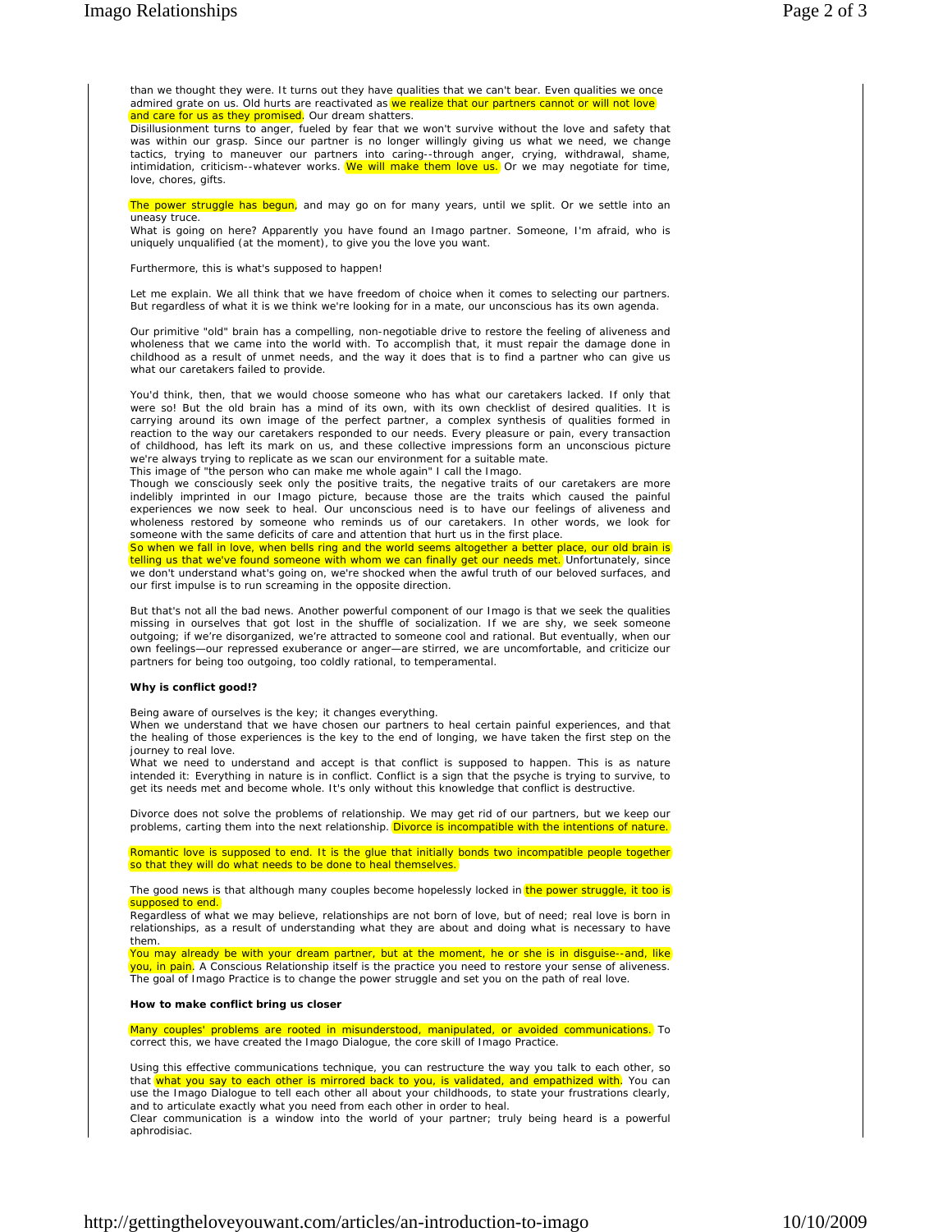than we thought they were. It turns out they have qualities that we can't bear. Even qualities we once admired grate on us. Old hurts are reactivated as we realize that our partners cannot or will not love and care for us as they promised. Our dream shatters.

Disillusionment turns to anger, fueled by fear that we won't survive without the love and safety that was within our grasp. Since our partner is no longer willingly giving us what we need, we change tactics, trying to maneuver our partners into caring--through anger, crying, withdrawal, shame, intimidation, criticism--whatever works. We will make them love us. Or we may negotiate for time, love, chores, gifts.

The power struggle has begun, and may go on for many years, until we split. Or we settle into an uneasy truce.

What is going on here? Apparently you have found an Imago partner. Someone, I'm afraid, who is uniquely unqualified (at the moment), to give you the love you want.

Furthermore, this is what's supposed to happen!

Let me explain. We all think that we have freedom of choice when it comes to selecting our partners. But regardless of what it is we think we're looking for in a mate, our unconscious has its own agenda.

Our primitive "old" brain has a compelling, non-negotiable drive to restore the feeling of aliveness and wholeness that we came into the world with. To accomplish that, it must repair the damage done in childhood as a result of unmet needs, and the way it does that is to find a partner who can give us what our caretakers failed to provide.

You'd think, then, that we would choose someone who has what our caretakers lacked. If only that were so! But the old brain has a mind of its own, with its own checklist of desired qualities. It is carrying around its own image of the perfect partner, a complex synthesis of qualities formed in reaction to the way our caretakers responded to our needs. Every pleasure or pain, every transaction of childhood, has left its mark on us, and these collective impressions form an unconscious picture we're always trying to replicate as we scan our environment for a suitable mate.

This image of "the person who can make me whole again" I call the Imago.

Though we consciously seek only the positive traits, the negative traits of our caretakers are more indelibly imprinted in our Imago picture, because those are the traits which caused the painful experiences we now seek to heal. Our unconscious need is to have our feelings of aliveness and wholeness restored by someone who reminds us of our caretakers. In other words, we look for someone with the same deficits of care and attention that hurt us in the first place.

So when we fall in love, when bells ring and the world seems altogether a better place, our old brain is telling us that we've found someone with whom we can finally get our needs met. Unfortunately, since we don't understand what's going on, we're shocked when the awful truth of our beloved surfaces, and our first impulse is to run screaming in the opposite direction.

But that's not all the bad news. Another powerful component of our Imago is that we seek the qualities missing in ourselves that got lost in the shuffle of socialization. If we are shy, we seek someone outgoing; if we're disorganized, we're attracted to someone cool and rational. But eventually, when our own feelings—our repressed exuberance or anger—are stirred, we are uncomfortable, and criticize our partners for being too outgoing, too coldly rational, to temperamental.

**Why is conflict good!?**

Being aware of ourselves is the key; it changes everything.

When we understand that we have chosen our partners to heal certain painful experiences, and that the healing of those experiences is the key to the end of longing, we have taken the first step on the journey to real love.

What we need to understand and accept is that conflict is supposed to happen. This is as nature intended it: Everything in nature is in conflict. Conflict is a sign that the psyche is trying to survive, to get its needs met and become whole. It's only without this knowledge that conflict is destructive.

Divorce does not solve the problems of relationship. We may get rid of our partners, but we keep our problems, carting them into the next relationship. Divorce is incompatible with the intentions of nature.

Romantic love is supposed to end. It is the glue that initially bonds two incompatible people together so that they will do what needs to be done to heal themselves.

The good news is that although many couples become hopelessly locked in the power struggle, it too is supposed to end.

Regardless of what we may believe, relationships are not born of love, but of need; real love is born in relationships, as a result of understanding what they are about and doing what is necessary to have them.

You may already be with your dream partner, but at the moment, he or she is in disguise--and, like you, in pain. A Conscious Relationship itself is the practice you need to restore your sense of aliveness. The goal of Imago Practice is to change the power struggle and set you on the path of real love.

**How to make conflict bring us closer**

Many couples' problems are rooted in misunderstood, manipulated, or avoided communications. To correct this, we have created the Imago Dialogue, the core skill of Imago Practice.

Using this effective communications technique, you can restructure the way you talk to each other, so that what you say to each other is mirrored back to you, is validated, and empathized with. You can use the Imago Dialogue to tell each other all about your childhoods, to state your frustrations clearly, and to articulate exactly what you need from each other in order to heal.

Clear communication is a window into the world of your partner; truly being heard is a powerful aphrodisiac.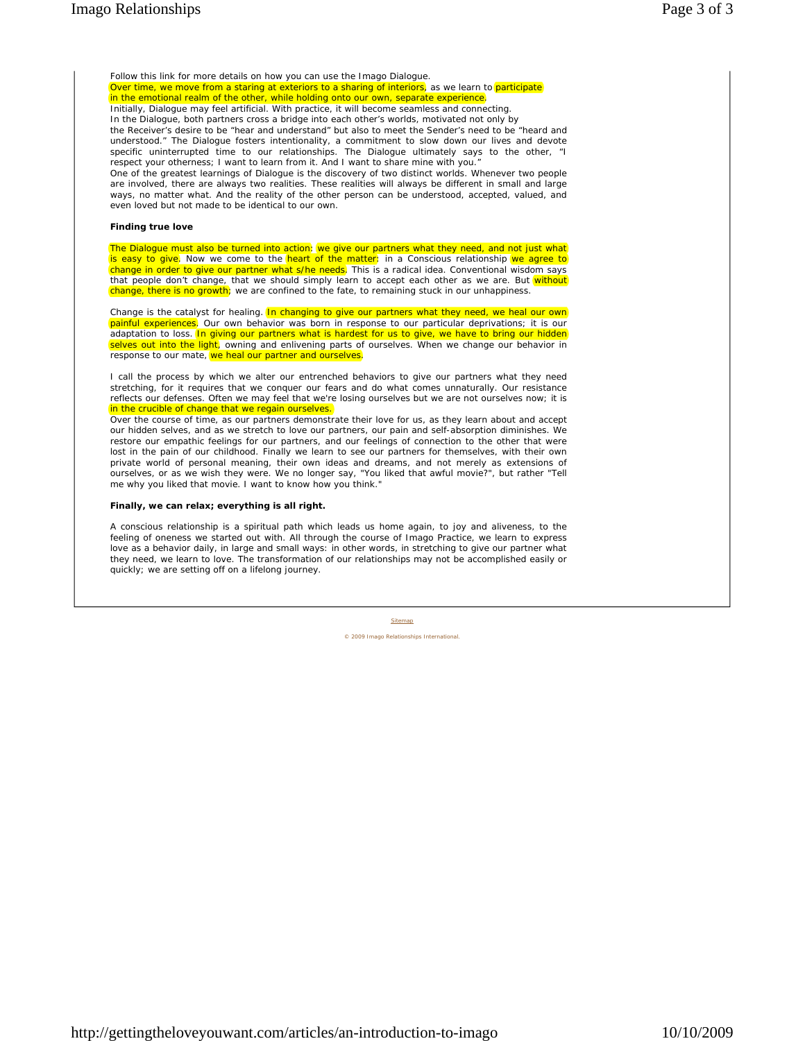Follow this link for more details on how you can use the Imago Dialogue.

Over time, we move from a staring at exteriors to a sharing of interiors, as we learn to participate in the emotional realm of the other, while holding onto our own, separate experience.

Initially, Dialogue may feel artificial. With practice, it will become seamless and connecting.

In the Dialogue, both partners cross a bridge into each other's worlds, motivated not only by the Receiver's desire to be "hear and understand" but also to meet the Sender's need to be "heard and understood." The Dialogue fosters intentionality, a commitment to slow down our lives and devote specific uninterrupted time to our relationships. The Dialogue ultimately says to the other, "I respect your otherness; I want to learn from it. And I want to share mine with you."

One of the greatest learnings of Dialogue is the discovery of two distinct worlds. Whenever two people are involved, there are always two realities. These realities will always be different in small and large ways, no matter what. And the reality of the other person can be understood, accepted, valued, and even loved but not made to be identical to our own.

**Finding true love**

The Dialogue must also be turned into action: we give our partners what they need, and not just what is easy to give. Now we come to the heart of the matter: in a Conscious relationship we agree to change in order to give our partner what s/he needs. This is a radical idea. Conventional wisdom says that people don't change, that we should simply learn to accept each other as we are. But without change, there is no growth; we are confined to the fate, to remaining stuck in our unhappiness.

Change is the catalyst for healing. In changing to give our partners what they need, we heal our own painful experiences. Our own behavior was born in response to our particular deprivations; it is our adaptation to loss. In giving our partners what is hardest for us to give, we have to bring our hidden selves out into the light, owning and enlivening parts of ourselves. When we change our behavior in response to our mate, we heal our partner and ourselves.

I call the process by which we alter our entrenched behaviors to give our partners what they need stretching, for it requires that we conquer our fears and do what comes unnaturally. Our resistance reflects our defenses. Often we may feel that we're losing ourselves but we are not ourselves now; it is in the crucible of change that we regain ourselves.

Over the course of time, as our partners demonstrate their love for us, as they learn about and accept our hidden selves, and as we stretch to love our partners, our pain and self-absorption diminishes. We restore our empathic feelings for our partners, and our feelings of connection to the other that were lost in the pain of our childhood. Finally we learn to see our partners for themselves, with their own private world of personal meaning, their own ideas and dreams, and not merely as extensions of ourselves, or as we wish they were. We no longer say, "You liked that awful movie?", but rather "Tell me why you liked that movie. I want to know how you think."

**Finally, we can relax; everything is all right.**

A conscious relationship is a spiritual path which leads us home again, to joy and aliveness, to the feeling of oneness we started out with. All through the course of Imago Practice, we learn to express love as a behavior daily, in large and small ways: in other words, in stretching to give our partner what they need, we learn to love. The transformation of our relationships may not be accomplished easily or quickly; we are setting off on a lifelong journey.

Sitemap

© 2009 Imago Relationships International.